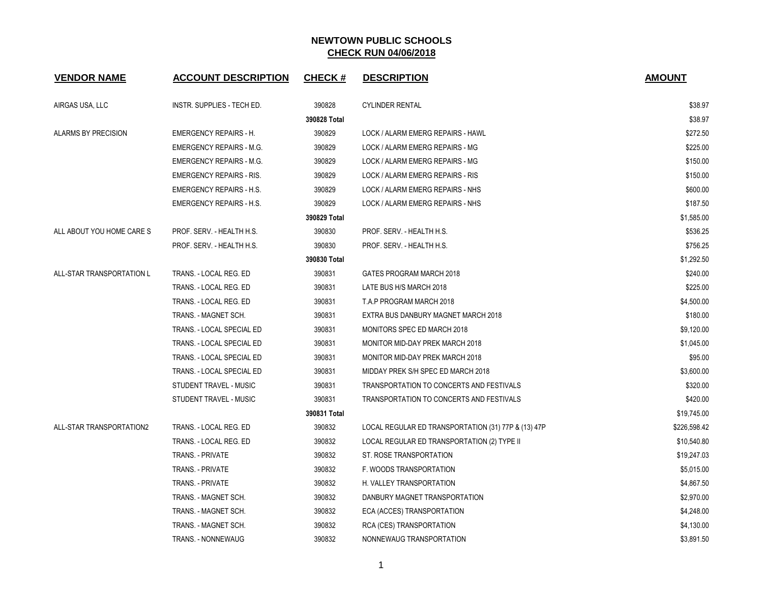# NEWTOWN PUBLIC SCHOOLS

## CHECK RUN 04/06/2018

| VENDOR NAME | ACCOUNT DESCRIPTION | CHECK # | DESCRIPTION | AMOUNT |
|---|---|---|---|---|
| AIRGAS USA, LLC | INSTR. SUPPLIES - TECH ED. | 390828 | CYLINDER RENTAL | $38.97 |
| | | **390828 Total** | | $38.97 |
| ALARMS BY PRECISION | EMERGENCY REPAIRS - H. | 390829 | LOCK / ALARM EMERG REPAIRS - HAWL | $272.50 |
| | EMERGENCY REPAIRS - M.G. | 390829 | LOCK / ALARM EMERG REPAIRS - MG | $225.00 |
| | EMERGENCY REPAIRS - M.G. | 390829 | LOCK / ALARM EMERG REPAIRS - MG | $150.00 |
| | EMERGENCY REPAIRS - RIS. | 390829 | LOCK / ALARM EMERG REPAIRS - RIS | $150.00 |
| | EMERGENCY REPAIRS - H.S. | 390829 | LOCK / ALARM EMERG REPAIRS - NHS | $600.00 |
| | EMERGENCY REPAIRS - H.S. | 390829 | LOCK / ALARM EMERG REPAIRS - NHS | $187.50 |
| | | **390829 Total** | | $1,585.00 |
| ALL ABOUT YOU HOME CARE S | PROF. SERV. - HEALTH H.S. | 390830 | PROF. SERV. - HEALTH H.S. | $536.25 |
| | PROF. SERV. - HEALTH H.S. | 390830 | PROF. SERV. - HEALTH H.S. | $756.25 |
| | | **390830 Total** | | $1,292.50 |
| ALL-STAR TRANSPORTATION L | TRANS. - LOCAL REG. ED | 390831 | GATES PROGRAM MARCH 2018 | $240.00 |
| | TRANS. - LOCAL REG. ED | 390831 | LATE BUS H/S MARCH 2018 | $225.00 |
| | TRANS. - LOCAL REG. ED | 390831 | T.A.P PROGRAM MARCH 2018 | $4,500.00 |
| | TRANS. - MAGNET SCH. | 390831 | EXTRA BUS DANBURY MAGNET MARCH 2018 | $180.00 |
| | TRANS. - LOCAL SPECIAL ED | 390831 | MONITORS SPEC ED MARCH 2018 | $9,120.00 |
| | TRANS. - LOCAL SPECIAL ED | 390831 | MONITOR MID-DAY PREK MARCH 2018 | $1,045.00 |
| | TRANS. - LOCAL SPECIAL ED | 390831 | MONITOR MID-DAY PREK MARCH 2018 | $95.00 |
| | TRANS. - LOCAL SPECIAL ED | 390831 | MIDDAY PREK S/H SPEC ED MARCH 2018 | $3,600.00 |
| | STUDENT TRAVEL - MUSIC | 390831 | TRANSPORTATION TO CONCERTS AND FESTIVALS | $320.00 |
| | STUDENT TRAVEL - MUSIC | 390831 | TRANSPORTATION TO CONCERTS AND FESTIVALS | $420.00 |
| | | **390831 Total** | | $19,745.00 |
| ALL-STAR TRANSPORTATION2 | TRANS. - LOCAL REG. ED | 390832 | LOCAL REGULAR ED TRANSPORTATION (31) 77P & (13) 47P | $226,598.42 |
| | TRANS. - LOCAL REG. ED | 390832 | LOCAL REGULAR ED TRANSPORTATION (2) TYPE II | $10,540.80 |
| | TRANS. - PRIVATE | 390832 | ST. ROSE TRANSPORTATION | $19,247.03 |
| | TRANS. - PRIVATE | 390832 | F. WOODS TRANSPORTATION | $5,015.00 |
| | TRANS. - PRIVATE | 390832 | H. VALLEY TRANSPORTATION | $4,867.50 |
| | TRANS. - MAGNET SCH. | 390832 | DANBURY MAGNET TRANSPORTATION | $2,970.00 |
| | TRANS. - MAGNET SCH. | 390832 | ECA (ACCES) TRANSPORTATION | $4,248.00 |
| | TRANS. - MAGNET SCH. | 390832 | RCA (CES) TRANSPORTATION | $4,130.00 |
| | TRANS. - NONNEWAUG | 390832 | NONNEWAUG TRANSPORTATION | $3,891.50 |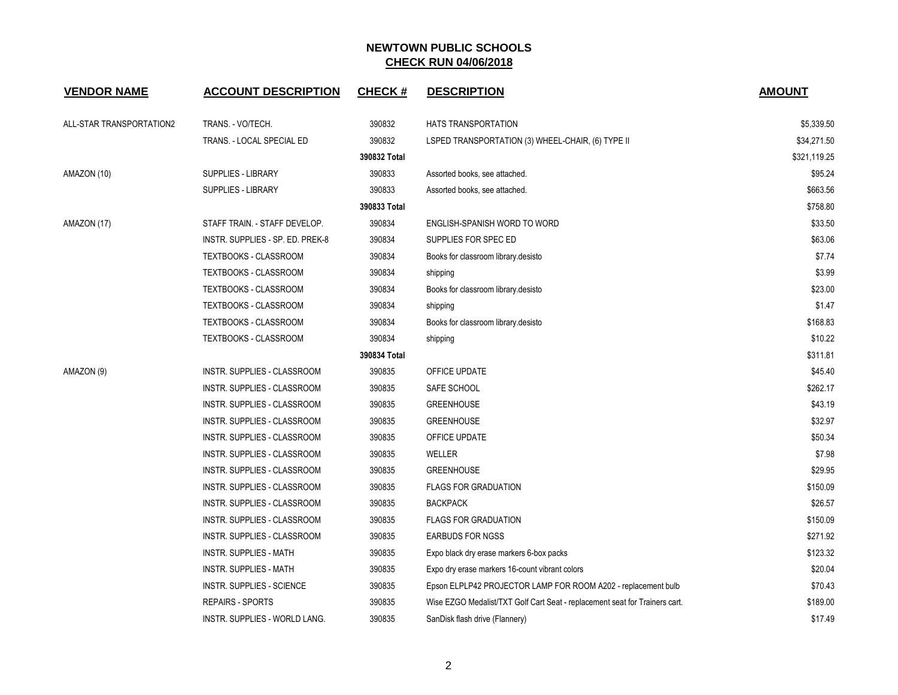**NEWTOWN PUBLIC SCHOOLS**
**CHECK RUN 04/06/2018**

| VENDOR NAME | ACCOUNT DESCRIPTION | CHECK # | DESCRIPTION | AMOUNT |
|---|---|---|---|---|
| ALL-STAR TRANSPORTATION2 | TRANS. - VO/TECH. | 390832 | HATS TRANSPORTATION | $5,339.50 |
| | TRANS. - LOCAL SPECIAL ED | 390832 | LSPED TRANSPORTATION (3) WHEEL-CHAIR, (6) TYPE II | $34,271.50 |
| | | 390832 Total | | $321,119.25 |
| AMAZON (10) | SUPPLIES - LIBRARY | 390833 | Assorted books, see attached. | $95.24 |
| | SUPPLIES - LIBRARY | 390833 | Assorted books, see attached. | $663.56 |
| | | 390833 Total | | $758.80 |
| AMAZON (17) | STAFF TRAIN. - STAFF DEVELOP. | 390834 | ENGLISH-SPANISH WORD TO WORD | $33.50 |
| | INSTR. SUPPLIES - SP. ED. PREK-8 | 390834 | SUPPLIES FOR SPEC ED | $63.06 |
| | TEXTBOOKS - CLASSROOM | 390834 | Books for classroom library.desisto | $7.74 |
| | TEXTBOOKS - CLASSROOM | 390834 | shipping | $3.99 |
| | TEXTBOOKS - CLASSROOM | 390834 | Books for classroom library.desisto | $23.00 |
| | TEXTBOOKS - CLASSROOM | 390834 | shipping | $1.47 |
| | TEXTBOOKS - CLASSROOM | 390834 | Books for classroom library.desisto | $168.83 |
| | TEXTBOOKS - CLASSROOM | 390834 | shipping | $10.22 |
| | | 390834 Total | | $311.81 |
| AMAZON (9) | INSTR. SUPPLIES - CLASSROOM | 390835 | OFFICE UPDATE | $45.40 |
| | INSTR. SUPPLIES - CLASSROOM | 390835 | SAFE SCHOOL | $262.17 |
| | INSTR. SUPPLIES - CLASSROOM | 390835 | GREENHOUSE | $43.19 |
| | INSTR. SUPPLIES - CLASSROOM | 390835 | GREENHOUSE | $32.97 |
| | INSTR. SUPPLIES - CLASSROOM | 390835 | OFFICE UPDATE | $50.34 |
| | INSTR. SUPPLIES - CLASSROOM | 390835 | WELLER | $7.98 |
| | INSTR. SUPPLIES - CLASSROOM | 390835 | GREENHOUSE | $29.95 |
| | INSTR. SUPPLIES - CLASSROOM | 390835 | FLAGS FOR GRADUATION | $150.09 |
| | INSTR. SUPPLIES - CLASSROOM | 390835 | BACKPACK | $26.57 |
| | INSTR. SUPPLIES - CLASSROOM | 390835 | FLAGS FOR GRADUATION | $150.09 |
| | INSTR. SUPPLIES - CLASSROOM | 390835 | EARBUDS FOR NGSS | $271.92 |
| | INSTR. SUPPLIES - MATH | 390835 | Expo black dry erase markers 6-box packs | $123.32 |
| | INSTR. SUPPLIES - MATH | 390835 | Expo dry erase markers 16-count vibrant colors | $20.04 |
| | INSTR. SUPPLIES - SCIENCE | 390835 | Epson ELPLP42 PROJECTOR LAMP FOR ROOM A202 - replacement bulb | $70.43 |
| | REPAIRS - SPORTS | 390835 | Wise EZGO Medalist/TXT Golf Cart Seat - replacement seat for Trainers cart. | $189.00 |
| | INSTR. SUPPLIES - WORLD LANG. | 390835 | SanDisk flash drive (Flannery) | $17.49 |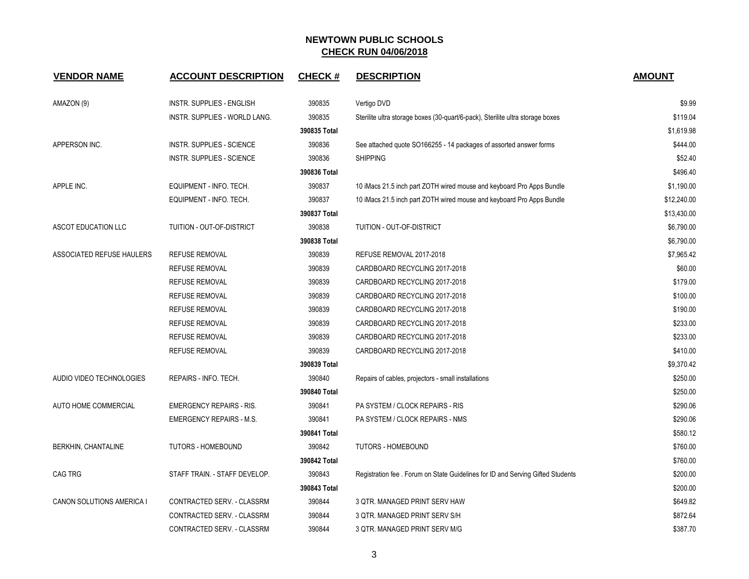## NEWTOWN PUBLIC SCHOOLS
## CHECK RUN 04/06/2018

| VENDOR NAME | ACCOUNT DESCRIPTION | CHECK # | DESCRIPTION | AMOUNT |
|---|---|---|---|---|
| AMAZON (9) | INSTR. SUPPLIES - ENGLISH | 390835 | Vertigo DVD | $9.99 |
| | INSTR. SUPPLIES - WORLD LANG. | 390835 | Sterilite ultra storage boxes (30-quart/6-pack), Sterilite ultra storage boxes | $119.04 |
| | | **390835 Total** | | $1,619.98 |
| APPERSON INC. | INSTR. SUPPLIES - SCIENCE | 390836 | See attached quote SO166255 - 14 packages of assorted answer forms | $444.00 |
| | INSTR. SUPPLIES - SCIENCE | 390836 | SHIPPING | $52.40 |
| | | **390836 Total** | | $496.40 |
| APPLE INC. | EQUIPMENT - INFO. TECH. | 390837 | 10 iMacs 21.5 inch part ZOTH wired mouse and keyboard Pro Apps Bundle | $1,190.00 |
| | EQUIPMENT - INFO. TECH. | 390837 | 10 iMacs 21.5 inch part ZOTH wired mouse and keyboard Pro Apps Bundle | $12,240.00 |
| | | **390837 Total** | | $13,430.00 |
| ASCOT EDUCATION LLC | TUITION - OUT-OF-DISTRICT | 390838 | TUITION - OUT-OF-DISTRICT | $6,790.00 |
| | | **390838 Total** | | $6,790.00 |
| ASSOCIATED REFUSE HAULERS | REFUSE REMOVAL | 390839 | REFUSE REMOVAL 2017-2018 | $7,965.42 |
| | REFUSE REMOVAL | 390839 | CARDBOARD RECYCLING 2017-2018 | $60.00 |
| | REFUSE REMOVAL | 390839 | CARDBOARD RECYCLING 2017-2018 | $179.00 |
| | REFUSE REMOVAL | 390839 | CARDBOARD RECYCLING 2017-2018 | $100.00 |
| | REFUSE REMOVAL | 390839 | CARDBOARD RECYCLING 2017-2018 | $190.00 |
| | REFUSE REMOVAL | 390839 | CARDBOARD RECYCLING 2017-2018 | $233.00 |
| | REFUSE REMOVAL | 390839 | CARDBOARD RECYCLING 2017-2018 | $233.00 |
| | REFUSE REMOVAL | 390839 | CARDBOARD RECYCLING 2017-2018 | $410.00 |
| | | **390839 Total** | | $9,370.42 |
| AUDIO VIDEO TECHNOLOGIES | REPAIRS - INFO. TECH. | 390840 | Repairs of cables, projectors - small installations | $250.00 |
| | | **390840 Total** | | $250.00 |
| AUTO HOME COMMERCIAL | EMERGENCY REPAIRS - RIS. | 390841 | PA SYSTEM / CLOCK REPAIRS - RIS | $290.06 |
| | EMERGENCY REPAIRS - M.S. | 390841 | PA SYSTEM / CLOCK REPAIRS - NMS | $290.06 |
| | | **390841 Total** | | $580.12 |
| BERKHIN, CHANTALINE | TUTORS - HOMEBOUND | 390842 | TUTORS - HOMEBOUND | $760.00 |
| | | **390842 Total** | | $760.00 |
| CAG TRG | STAFF TRAIN. - STAFF DEVELOP. | 390843 | Registration fee . Forum on State Guidelines for ID and Serving Gifted Students | $200.00 |
| | | **390843 Total** | | $200.00 |
| CANON SOLUTIONS AMERICA I | CONTRACTED SERV. - CLASSRM | 390844 | 3 QTR. MANAGED PRINT SERV HAW | $649.82 |
| | CONTRACTED SERV. - CLASSRM | 390844 | 3 QTR. MANAGED PRINT SERV S/H | $872.64 |
| | CONTRACTED SERV. - CLASSRM | 390844 | 3 QTR. MANAGED PRINT SERV M/G | $387.70 |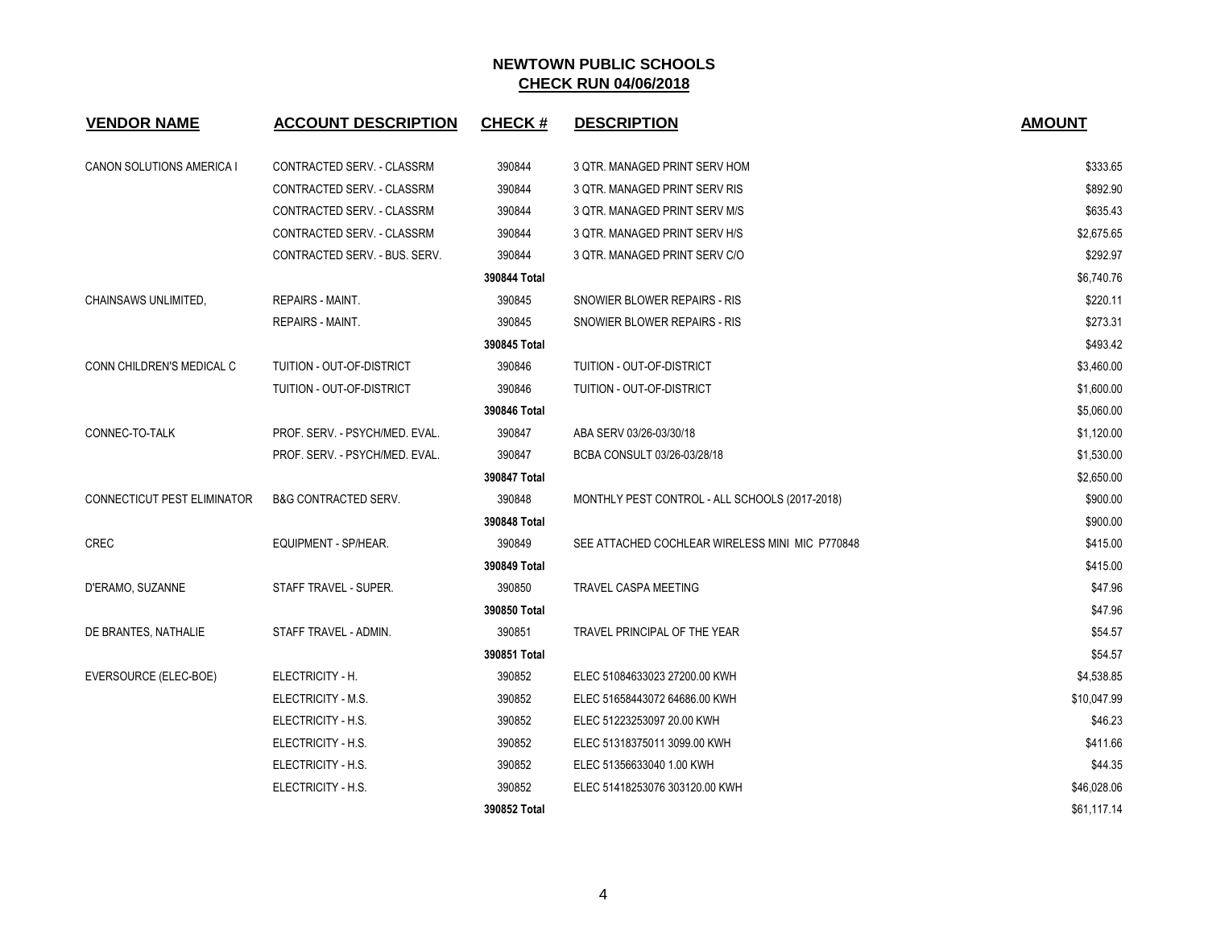# NEWTOWN PUBLIC SCHOOLS

## CHECK RUN 04/06/2018

| VENDOR NAME | ACCOUNT DESCRIPTION | CHECK # | DESCRIPTION | AMOUNT |
|---|---|---|---|---|
| CANON SOLUTIONS AMERICA I | CONTRACTED SERV. - CLASSRM | 390844 | 3 QTR. MANAGED PRINT SERV HOM | $333.65 |
| | CONTRACTED SERV. - CLASSRM | 390844 | 3 QTR. MANAGED PRINT SERV RIS | $892.90 |
| | CONTRACTED SERV. - CLASSRM | 390844 | 3 QTR. MANAGED PRINT SERV M/S | $635.43 |
| | CONTRACTED SERV. - CLASSRM | 390844 | 3 QTR. MANAGED PRINT SERV H/S | $2,675.65 |
| | CONTRACTED SERV. - BUS. SERV. | 390844 | 3 QTR. MANAGED PRINT SERV C/O | $292.97 |
| | | **390844 Total** | | $6,740.76 |
| CHAINSAWS UNLIMITED, | REPAIRS - MAINT. | 390845 | SNOWIER BLOWER REPAIRS - RIS | $220.11 |
| | REPAIRS - MAINT. | 390845 | SNOWIER BLOWER REPAIRS - RIS | $273.31 |
| | | **390845 Total** | | $493.42 |
| CONN CHILDREN'S MEDICAL C | TUITION - OUT-OF-DISTRICT | 390846 | TUITION - OUT-OF-DISTRICT | $3,460.00 |
| | TUITION - OUT-OF-DISTRICT | 390846 | TUITION - OUT-OF-DISTRICT | $1,600.00 |
| | | **390846 Total** | | $5,060.00 |
| CONNEC-TO-TALK | PROF. SERV. - PSYCH/MED. EVAL. | 390847 | ABA SERV 03/26-03/30/18 | $1,120.00 |
| | PROF. SERV. - PSYCH/MED. EVAL. | 390847 | BCBA CONSULT 03/26-03/28/18 | $1,530.00 |
| | | **390847 Total** | | $2,650.00 |
| CONNECTICUT PEST ELIMINATOR | B&G CONTRACTED SERV. | 390848 | MONTHLY PEST CONTROL - ALL SCHOOLS (2017-2018) | $900.00 |
| | | **390848 Total** | | $900.00 |
| CREC | EQUIPMENT - SP/HEAR. | 390849 | SEE ATTACHED COCHLEAR WIRELESS MINI MIC P770848 | $415.00 |
| | | **390849 Total** | | $415.00 |
| D'ERAMO, SUZANNE | STAFF TRAVEL - SUPER. | 390850 | TRAVEL CASPA MEETING | $47.96 |
| | | **390850 Total** | | $47.96 |
| DE BRANTES, NATHALIE | STAFF TRAVEL - ADMIN. | 390851 | TRAVEL PRINCIPAL OF THE YEAR | $54.57 |
| | | **390851 Total** | | $54.57 |
| EVERSOURCE (ELEC-BOE) | ELECTRICITY - H. | 390852 | ELEC 51084633023 27200.00 KWH | $4,538.85 |
| | ELECTRICITY - M.S. | 390852 | ELEC 51658443072 64686.00 KWH | $10,047.99 |
| | ELECTRICITY - H.S. | 390852 | ELEC 51223253097 20.00 KWH | $46.23 |
| | ELECTRICITY - H.S. | 390852 | ELEC 51318375011 3099.00 KWH | $411.66 |
| | ELECTRICITY - H.S. | 390852 | ELEC 51356633040 1.00 KWH | $44.35 |
| | ELECTRICITY - H.S. | 390852 | ELEC 51418253076 303120.00 KWH | $46,028.06 |
| | | **390852 Total** | | $61,117.14 |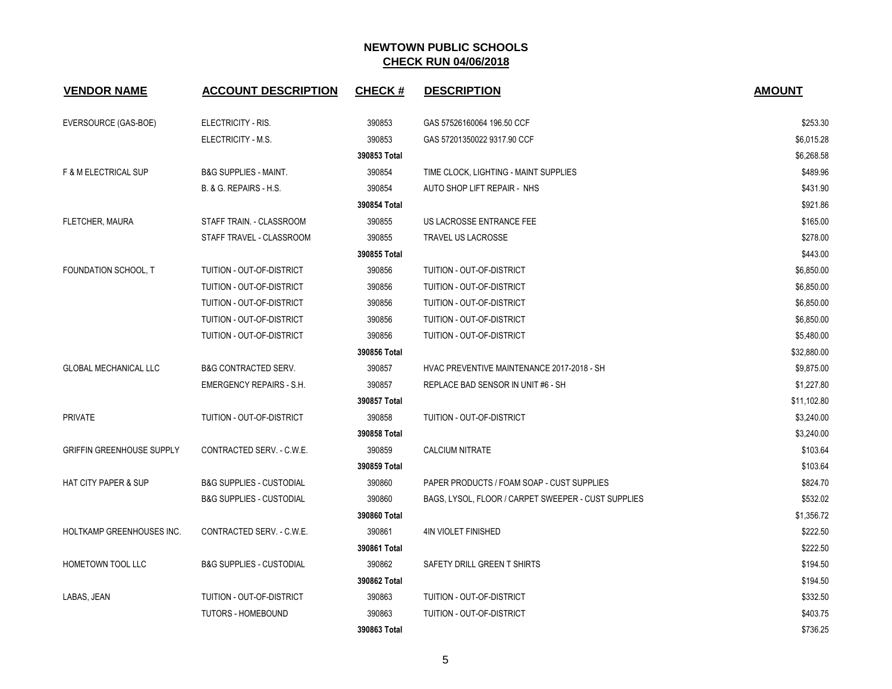# NEWTOWN PUBLIC SCHOOLS

## CHECK RUN 04/06/2018

| VENDOR NAME | ACCOUNT DESCRIPTION | CHECK # | DESCRIPTION | AMOUNT |
|---|---|---|---|---|
| EVERSOURCE (GAS-BOE) | ELECTRICITY - RIS. | 390853 | GAS 57526160064 196.50 CCF | $253.30 |
| | ELECTRICITY - M.S. | 390853 | GAS 57201350022 9317.90 CCF | $6,015.28 |
| | | **390853 Total** | | $6,268.58 |
| F & M ELECTRICAL SUP | B&G SUPPLIES - MAINT. | 390854 | TIME CLOCK, LIGHTING - MAINT SUPPLIES | $489.96 |
| | B. & G. REPAIRS - H.S. | 390854 | AUTO SHOP LIFT REPAIR - NHS | $431.90 |
| | | **390854 Total** | | $921.86 |
| FLETCHER, MAURA | STAFF TRAIN. - CLASSROOM | 390855 | US LACROSSE ENTRANCE FEE | $165.00 |
| | STAFF TRAVEL - CLASSROOM | 390855 | TRAVEL US LACROSSE | $278.00 |
| | | **390855 Total** | | $443.00 |
| FOUNDATION SCHOOL, T | TUITION - OUT-OF-DISTRICT | 390856 | TUITION - OUT-OF-DISTRICT | $6,850.00 |
| | TUITION - OUT-OF-DISTRICT | 390856 | TUITION - OUT-OF-DISTRICT | $6,850.00 |
| | TUITION - OUT-OF-DISTRICT | 390856 | TUITION - OUT-OF-DISTRICT | $6,850.00 |
| | TUITION - OUT-OF-DISTRICT | 390856 | TUITION - OUT-OF-DISTRICT | $6,850.00 |
| | TUITION - OUT-OF-DISTRICT | 390856 | TUITION - OUT-OF-DISTRICT | $5,480.00 |
| | | **390856 Total** | | $32,880.00 |
| GLOBAL MECHANICAL LLC | B&G CONTRACTED SERV. | 390857 | HVAC PREVENTIVE MAINTENANCE 2017-2018 - SH | $9,875.00 |
| | EMERGENCY REPAIRS - S.H. | 390857 | REPLACE BAD SENSOR IN UNIT #6 - SH | $1,227.80 |
| | | **390857 Total** | | $11,102.80 |
| PRIVATE | TUITION - OUT-OF-DISTRICT | 390858 | TUITION - OUT-OF-DISTRICT | $3,240.00 |
| | | **390858 Total** | | $3,240.00 |
| GRIFFIN GREENHOUSE SUPPLY | CONTRACTED SERV. - C.W.E. | 390859 | CALCIUM NITRATE | $103.64 |
| | | **390859 Total** | | $103.64 |
| HAT CITY PAPER & SUP | B&G SUPPLIES - CUSTODIAL | 390860 | PAPER PRODUCTS / FOAM SOAP - CUST SUPPLIES | $824.70 |
| | B&G SUPPLIES - CUSTODIAL | 390860 | BAGS, LYSOL, FLOOR / CARPET SWEEPER - CUST SUPPLIES | $532.02 |
| | | **390860 Total** | | $1,356.72 |
| HOLTKAMP GREENHOUSES INC. | CONTRACTED SERV. - C.W.E. | 390861 | 4IN VIOLET FINISHED | $222.50 |
| | | **390861 Total** | | $222.50 |
| HOMETOWN TOOL LLC | B&G SUPPLIES - CUSTODIAL | 390862 | SAFETY DRILL GREEN T SHIRTS | $194.50 |
| | | **390862 Total** | | $194.50 |
| LABAS, JEAN | TUITION - OUT-OF-DISTRICT | 390863 | TUITION - OUT-OF-DISTRICT | $332.50 |
| | TUTORS - HOMEBOUND | 390863 | TUITION - OUT-OF-DISTRICT | $403.75 |
| | | **390863 Total** | | $736.25 |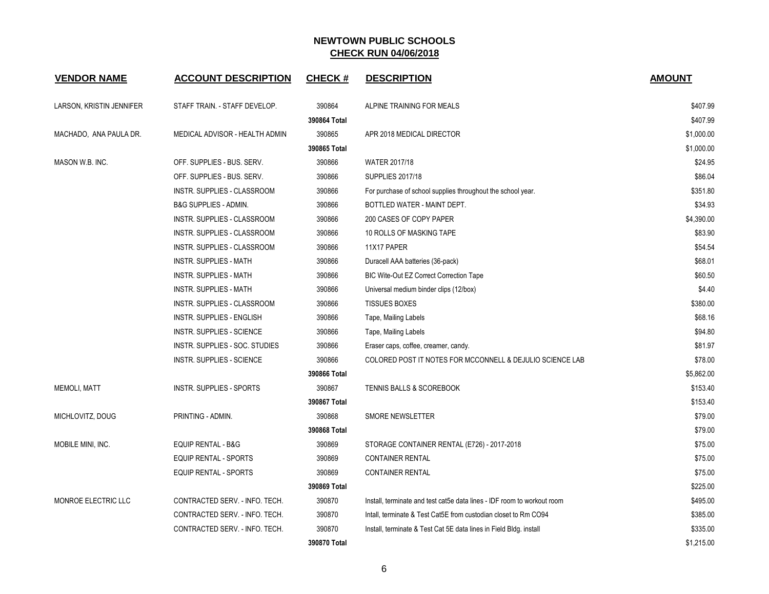# NEWTOWN PUBLIC SCHOOLS

## CHECK RUN 04/06/2018

| VENDOR NAME | ACCOUNT DESCRIPTION | CHECK # | DESCRIPTION | AMOUNT |
|---|---|---|---|---|
| LARSON, KRISTIN JENNIFER | STAFF TRAIN. - STAFF DEVELOP. | 390864 | ALPINE TRAINING FOR MEALS | $407.99 |
| | | **390864 Total** | | $407.99 |
| MACHADO, ANA PAULA DR. | MEDICAL ADVISOR - HEALTH ADMIN | 390865 | APR 2018 MEDICAL DIRECTOR | $1,000.00 |
| | | **390865 Total** | | $1,000.00 |
| MASON W.B. INC. | OFF. SUPPLIES - BUS. SERV. | 390866 | WATER 2017/18 | $24.95 |
| | OFF. SUPPLIES - BUS. SERV. | 390866 | SUPPLIES 2017/18 | $86.04 |
| | INSTR. SUPPLIES - CLASSROOM | 390866 | For purchase of school supplies throughout the school year. | $351.80 |
| | B&G SUPPLIES - ADMIN. | 390866 | BOTTLED WATER - MAINT DEPT. | $34.93 |
| | INSTR. SUPPLIES - CLASSROOM | 390866 | 200 CASES OF COPY PAPER | $4,390.00 |
| | INSTR. SUPPLIES - CLASSROOM | 390866 | 10 ROLLS OF MASKING TAPE | $83.90 |
| | INSTR. SUPPLIES - CLASSROOM | 390866 | 11X17 PAPER | $54.54 |
| | INSTR. SUPPLIES - MATH | 390866 | Duracell AAA batteries (36-pack) | $68.01 |
| | INSTR. SUPPLIES - MATH | 390866 | BIC Wite-Out EZ Correct Correction Tape | $60.50 |
| | INSTR. SUPPLIES - MATH | 390866 | Universal medium binder clips (12/box) | $4.40 |
| | INSTR. SUPPLIES - CLASSROOM | 390866 | TISSUES BOXES | $380.00 |
| | INSTR. SUPPLIES - ENGLISH | 390866 | Tape, Mailing Labels | $68.16 |
| | INSTR. SUPPLIES - SCIENCE | 390866 | Tape, Mailing Labels | $94.80 |
| | INSTR. SUPPLIES - SOC. STUDIES | 390866 | Eraser caps, coffee, creamer, candy. | $81.97 |
| | INSTR. SUPPLIES - SCIENCE | 390866 | COLORED POST IT NOTES FOR MCCONNELL & DEJULIO SCIENCE LAB | $78.00 |
| | | **390866 Total** | | $5,862.00 |
| MEMOLI, MATT | INSTR. SUPPLIES - SPORTS | 390867 | TENNIS BALLS & SCOREBOOK | $153.40 |
| | | **390867 Total** | | $153.40 |
| MICHLOVITZ, DOUG | PRINTING - ADMIN. | 390868 | SMORE NEWSLETTER | $79.00 |
| | | **390868 Total** | | $79.00 |
| MOBILE MINI, INC. | EQUIP RENTAL - B&G | 390869 | STORAGE CONTAINER RENTAL (E726) - 2017-2018 | $75.00 |
| | EQUIP RENTAL - SPORTS | 390869 | CONTAINER RENTAL | $75.00 |
| | EQUIP RENTAL - SPORTS | 390869 | CONTAINER RENTAL | $75.00 |
| | | **390869 Total** | | $225.00 |
| MONROE ELECTRIC LLC | CONTRACTED SERV. - INFO. TECH. | 390870 | Install, terminate and test cat5e data lines - IDF room to workout room | $495.00 |
| | CONTRACTED SERV. - INFO. TECH. | 390870 | Intall, terminate & Test Cat5E from custodian closet to Rm CO94 | $385.00 |
| | CONTRACTED SERV. - INFO. TECH. | 390870 | Install, terminate & Test Cat 5E data lines in Field Bldg. install | $335.00 |
| | | **390870 Total** | | $1,215.00 |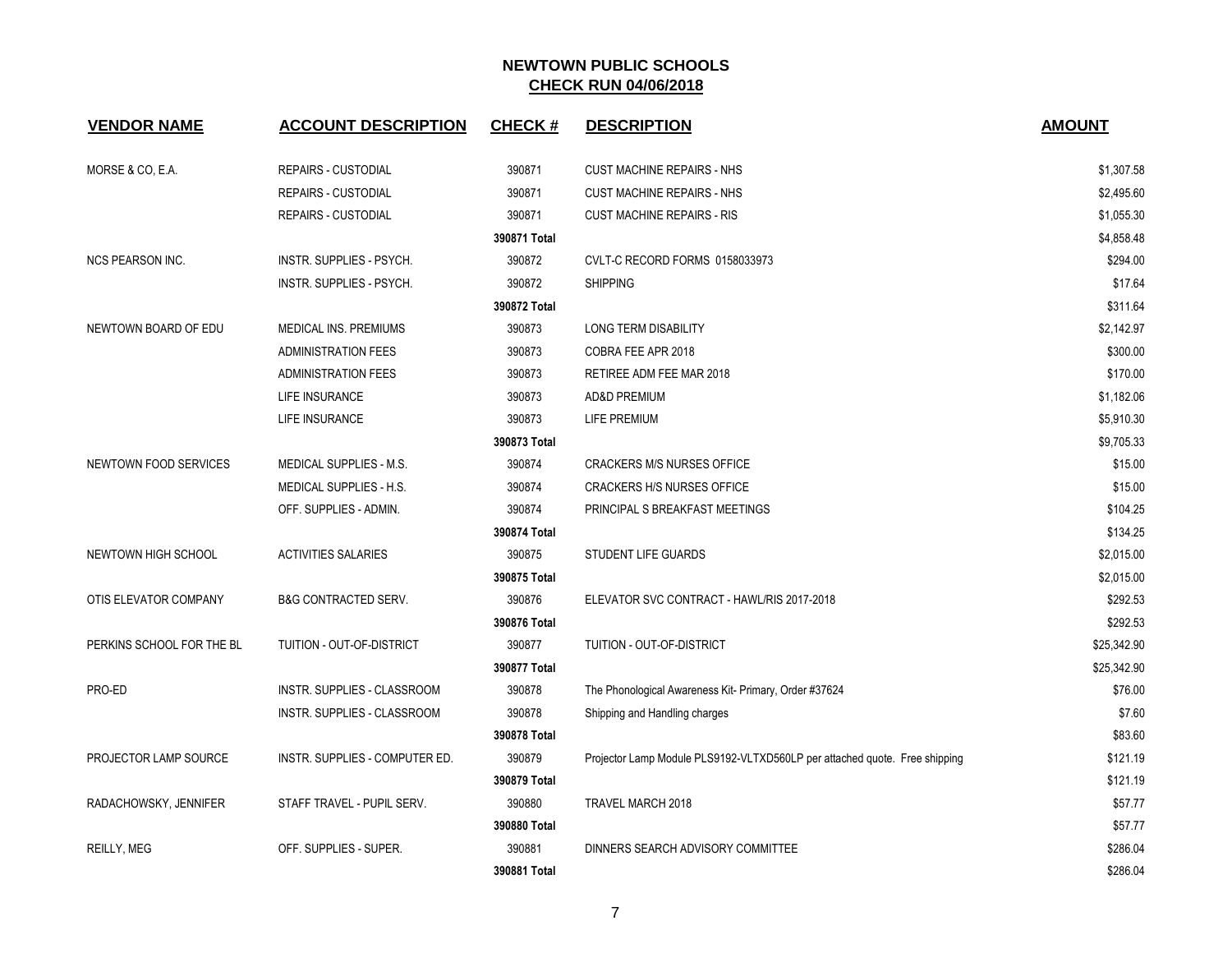# NEWTOWN PUBLIC SCHOOLS

## CHECK RUN 04/06/2018

| VENDOR NAME | ACCOUNT DESCRIPTION | CHECK # | DESCRIPTION | AMOUNT |
|---|---|---|---|---|
| MORSE & CO, E.A. | REPAIRS - CUSTODIAL | 390871 | CUST MACHINE REPAIRS - NHS | $1,307.58 |
| | REPAIRS - CUSTODIAL | 390871 | CUST MACHINE REPAIRS - NHS | $2,495.60 |
| | REPAIRS - CUSTODIAL | 390871 | CUST MACHINE REPAIRS - RIS | $1,055.30 |
| | | 390871 Total | | $4,858.48 |
| NCS PEARSON INC. | INSTR. SUPPLIES - PSYCH. | 390872 | CVLT-C RECORD FORMS 0158033973 | $294.00 |
| | INSTR. SUPPLIES - PSYCH. | 390872 | SHIPPING | $17.64 |
| | | 390872 Total | | $311.64 |
| NEWTOWN BOARD OF EDU | MEDICAL INS. PREMIUMS | 390873 | LONG TERM DISABILITY | $2,142.97 |
| | ADMINISTRATION FEES | 390873 | COBRA FEE APR 2018 | $300.00 |
| | ADMINISTRATION FEES | 390873 | RETIREE ADM FEE MAR 2018 | $170.00 |
| | LIFE INSURANCE | 390873 | AD&D PREMIUM | $1,182.06 |
| | LIFE INSURANCE | 390873 | LIFE PREMIUM | $5,910.30 |
| | | 390873 Total | | $9,705.33 |
| NEWTOWN FOOD SERVICES | MEDICAL SUPPLIES - M.S. | 390874 | CRACKERS M/S NURSES OFFICE | $15.00 |
| | MEDICAL SUPPLIES - H.S. | 390874 | CRACKERS H/S NURSES OFFICE | $15.00 |
| | OFF. SUPPLIES - ADMIN. | 390874 | PRINCIPAL S BREAKFAST MEETINGS | $104.25 |
| | | 390874 Total | | $134.25 |
| NEWTOWN HIGH SCHOOL | ACTIVITIES SALARIES | 390875 | STUDENT LIFE GUARDS | $2,015.00 |
| | | 390875 Total | | $2,015.00 |
| OTIS ELEVATOR COMPANY | B&G CONTRACTED SERV. | 390876 | ELEVATOR SVC CONTRACT - HAWL/RIS 2017-2018 | $292.53 |
| | | 390876 Total | | $292.53 |
| PERKINS SCHOOL FOR THE BL | TUITION - OUT-OF-DISTRICT | 390877 | TUITION - OUT-OF-DISTRICT | $25,342.90 |
| | | 390877 Total | | $25,342.90 |
| PRO-ED | INSTR. SUPPLIES - CLASSROOM | 390878 | The Phonological Awareness Kit- Primary, Order #37624 | $76.00 |
| | INSTR. SUPPLIES - CLASSROOM | 390878 | Shipping and Handling charges | $7.60 |
| | | 390878 Total | | $83.60 |
| PROJECTOR LAMP SOURCE | INSTR. SUPPLIES - COMPUTER ED. | 390879 | Projector Lamp Module PLS9192-VLTXD560LP per attached quote. Free shipping | $121.19 |
| | | 390879 Total | | $121.19 |
| RADACHOWSKY, JENNIFER | STAFF TRAVEL - PUPIL SERV. | 390880 | TRAVEL MARCH 2018 | $57.77 |
| | | 390880 Total | | $57.77 |
| REILLY, MEG | OFF. SUPPLIES - SUPER. | 390881 | DINNERS SEARCH ADVISORY COMMITTEE | $286.04 |
| | | 390881 Total | | $286.04 |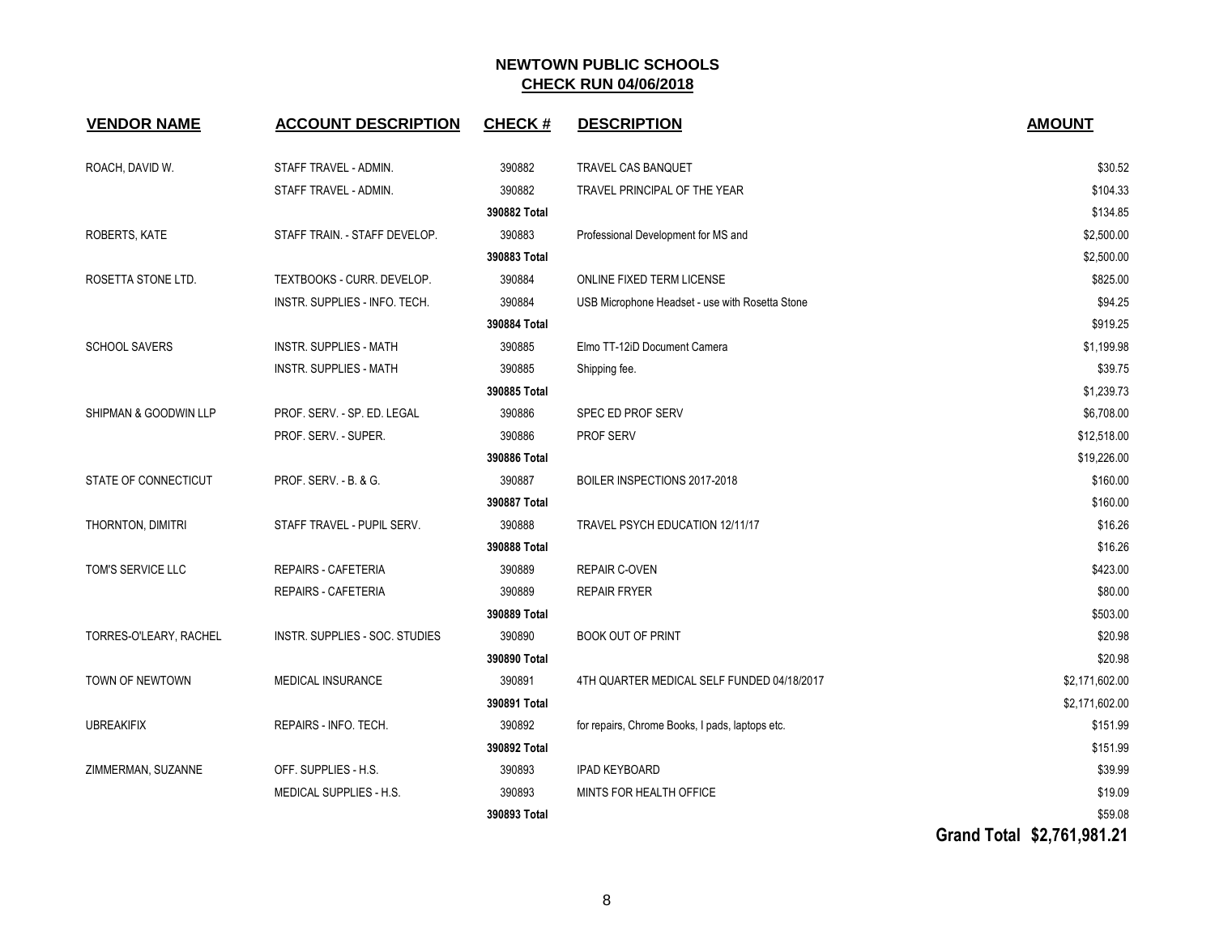# NEWTOWN PUBLIC SCHOOLS
## CHECK RUN 04/06/2018

| VENDOR NAME | ACCOUNT DESCRIPTION | CHECK # | DESCRIPTION | AMOUNT |
|---|---|---|---|---|
| ROACH, DAVID W. | STAFF TRAVEL - ADMIN. | 390882 | TRAVEL CAS BANQUET | $30.52 |
| | STAFF TRAVEL - ADMIN. | 390882 | TRAVEL PRINCIPAL OF THE YEAR | $104.33 |
| | | **390882 Total** | | $134.85 |
| ROBERTS, KATE | STAFF TRAIN. - STAFF DEVELOP. | 390883 | Professional Development for MS and | $2,500.00 |
| | | **390883 Total** | | $2,500.00 |
| ROSETTA STONE LTD. | TEXTBOOKS - CURR. DEVELOP. | 390884 | ONLINE FIXED TERM LICENSE | $825.00 |
| | INSTR. SUPPLIES - INFO. TECH. | 390884 | USB Microphone Headset - use with Rosetta Stone | $94.25 |
| | | **390884 Total** | | $919.25 |
| SCHOOL SAVERS | INSTR. SUPPLIES - MATH | 390885 | Elmo TT-12iD Document Camera | $1,199.98 |
| | INSTR. SUPPLIES - MATH | 390885 | Shipping fee. | $39.75 |
| | | **390885 Total** | | $1,239.73 |
| SHIPMAN & GOODWIN LLP | PROF. SERV. - SP. ED. LEGAL | 390886 | SPEC ED PROF SERV | $6,708.00 |
| | PROF. SERV. - SUPER. | 390886 | PROF SERV | $12,518.00 |
| | | **390886 Total** | | $19,226.00 |
| STATE OF CONNECTICUT | PROF. SERV. - B. & G. | 390887 | BOILER INSPECTIONS 2017-2018 | $160.00 |
| | | **390887 Total** | | $160.00 |
| THORNTON, DIMITRI | STAFF TRAVEL - PUPIL SERV. | 390888 | TRAVEL PSYCH EDUCATION 12/11/17 | $16.26 |
| | | **390888 Total** | | $16.26 |
| TOM'S SERVICE LLC | REPAIRS - CAFETERIA | 390889 | REPAIR C-OVEN | $423.00 |
| | REPAIRS - CAFETERIA | 390889 | REPAIR FRYER | $80.00 |
| | | **390889 Total** | | $503.00 |
| TORRES-O'LEARY, RACHEL | INSTR. SUPPLIES - SOC. STUDIES | 390890 | BOOK OUT OF PRINT | $20.98 |
| | | **390890 Total** | | $20.98 |
| TOWN OF NEWTOWN | MEDICAL INSURANCE | 390891 | 4TH QUARTER MEDICAL SELF FUNDED 04/18/2017 | $2,171,602.00 |
| | | **390891 Total** | | $2,171,602.00 |
| UBREAKIFIX | REPAIRS - INFO. TECH. | 390892 | for repairs, Chrome Books, I pads, laptops etc. | $151.99 |
| | | **390892 Total** | | $151.99 |
| ZIMMERMAN, SUZANNE | OFF. SUPPLIES - H.S. | 390893 | IPAD KEYBOARD | $39.99 |
| | MEDICAL SUPPLIES - H.S. | 390893 | MINTS FOR HEALTH OFFICE | $19.09 |
| | | **390893 Total** | | $59.08 |
| | | | **Grand Total** | **$2,761,981.21** |